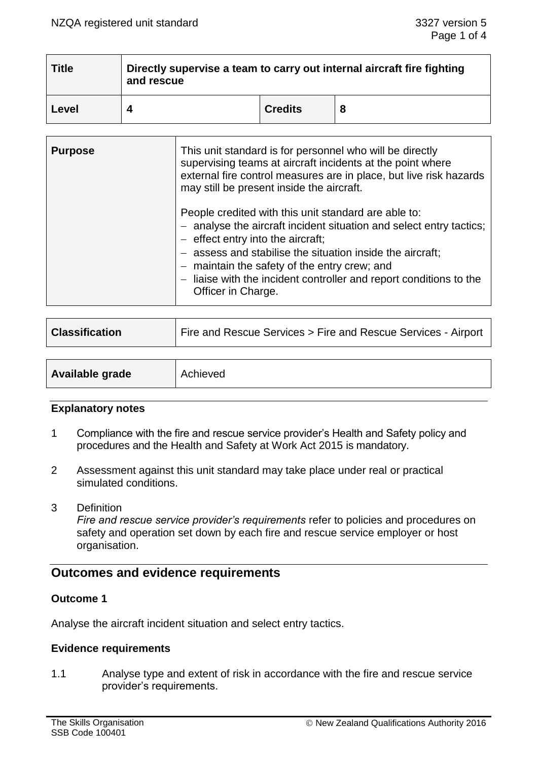| Title | Directly supervise a team to carry out internal aircraft fire fighting and rescue | | |
|---|---|---|---|
| Level | 4 | Credits | 8 |

| Purpose | This unit standard is for personnel who will be directly supervising teams at aircraft incidents at the point where external fire control measures are in place, but live risk hazards may still be present inside the aircraft.<br><br>People credited with this unit standard are able to:<br>– analyse the aircraft incident situation and select entry tactics;<br>– effect entry into the aircraft;<br>– assess and stabilise the situation inside the aircraft;<br>– maintain the safety of the entry crew; and<br>– liaise with the incident controller and report conditions to the Officer in Charge. |
|---|---|

| Classification | Fire and Rescue Services > Fire and Rescue Services - Airport |
|---|---|

| Available grade | Achieved |
|---|---|

### Explanatory notes

1 Compliance with the fire and rescue service provider's Health and Safety policy and procedures and the Health and Safety at Work Act 2015 is mandatory.

2 Assessment against this unit standard may take place under real or practical simulated conditions.

3 Definition
*Fire and rescue service provider's requirements* refer to policies and procedures on safety and operation set down by each fire and rescue service employer or host organisation.

## Outcomes and evidence requirements

### Outcome 1

Analyse the aircraft incident situation and select entry tactics.

### Evidence requirements

1.1 Analyse type and extent of risk in accordance with the fire and rescue service provider's requirements.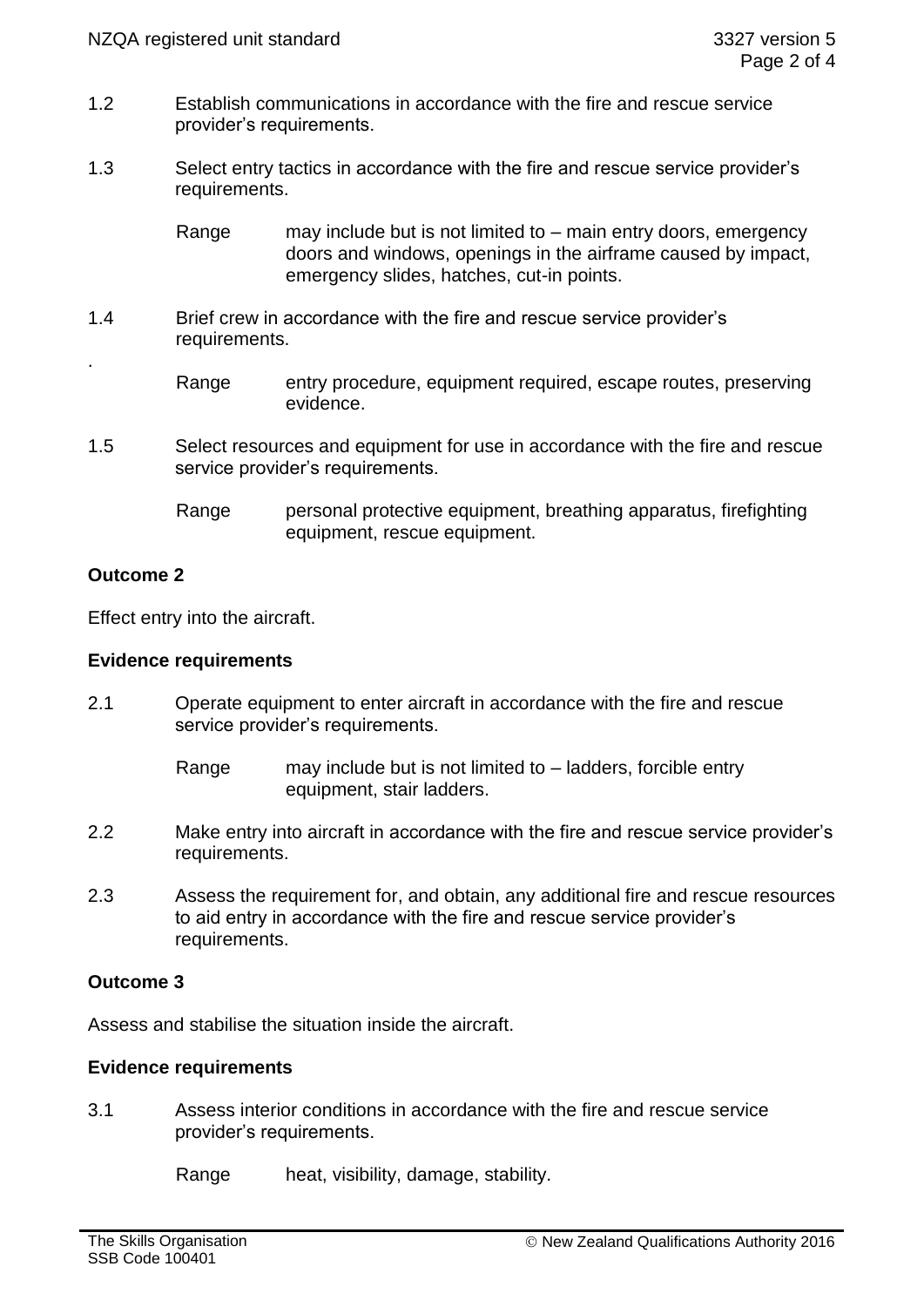1.2 Establish communications in accordance with the fire and rescue service provider's requirements.

1.3 Select entry tactics in accordance with the fire and rescue service provider's requirements.

Range may include but is not limited to – main entry doors, emergency doors and windows, openings in the airframe caused by impact, emergency slides, hatches, cut-in points.

1.4 Brief crew in accordance with the fire and rescue service provider's requirements.

.

Range entry procedure, equipment required, escape routes, preserving evidence.

1.5 Select resources and equipment for use in accordance with the fire and rescue service provider's requirements.

Range personal protective equipment, breathing apparatus, firefighting equipment, rescue equipment.

**Outcome 2**

Effect entry into the aircraft.

**Evidence requirements**

2.1 Operate equipment to enter aircraft in accordance with the fire and rescue service provider's requirements.

Range may include but is not limited to – ladders, forcible entry equipment, stair ladders.

2.2 Make entry into aircraft in accordance with the fire and rescue service provider's requirements.

2.3 Assess the requirement for, and obtain, any additional fire and rescue resources to aid entry in accordance with the fire and rescue service provider's requirements.

**Outcome 3**

Assess and stabilise the situation inside the aircraft.

**Evidence requirements**

3.1 Assess interior conditions in accordance with the fire and rescue service provider's requirements.

Range heat, visibility, damage, stability.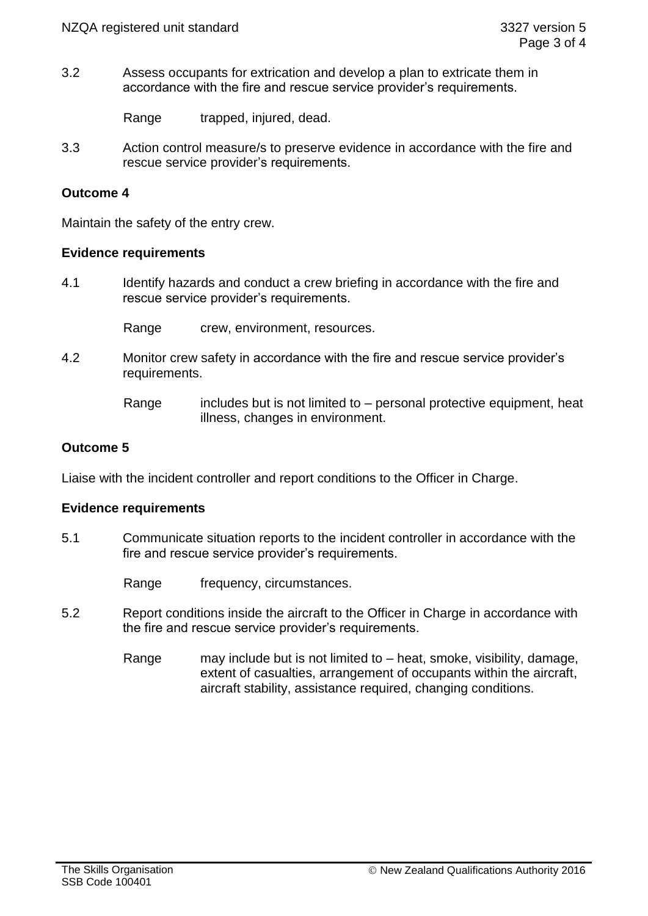3.2 Assess occupants for extrication and develop a plan to extricate them in accordance with the fire and rescue service provider's requirements.

Range trapped, injured, dead.

3.3 Action control measure/s to preserve evidence in accordance with the fire and rescue service provider's requirements.

**Outcome 4**

Maintain the safety of the entry crew.

**Evidence requirements**

4.1 Identify hazards and conduct a crew briefing in accordance with the fire and rescue service provider's requirements.

Range crew, environment, resources.

4.2 Monitor crew safety in accordance with the fire and rescue service provider's requirements.

Range includes but is not limited to – personal protective equipment, heat illness, changes in environment.

**Outcome 5**

Liaise with the incident controller and report conditions to the Officer in Charge.

**Evidence requirements**

5.1 Communicate situation reports to the incident controller in accordance with the fire and rescue service provider's requirements.

Range frequency, circumstances.

5.2 Report conditions inside the aircraft to the Officer in Charge in accordance with the fire and rescue service provider's requirements.

Range may include but is not limited to – heat, smoke, visibility, damage, extent of casualties, arrangement of occupants within the aircraft, aircraft stability, assistance required, changing conditions.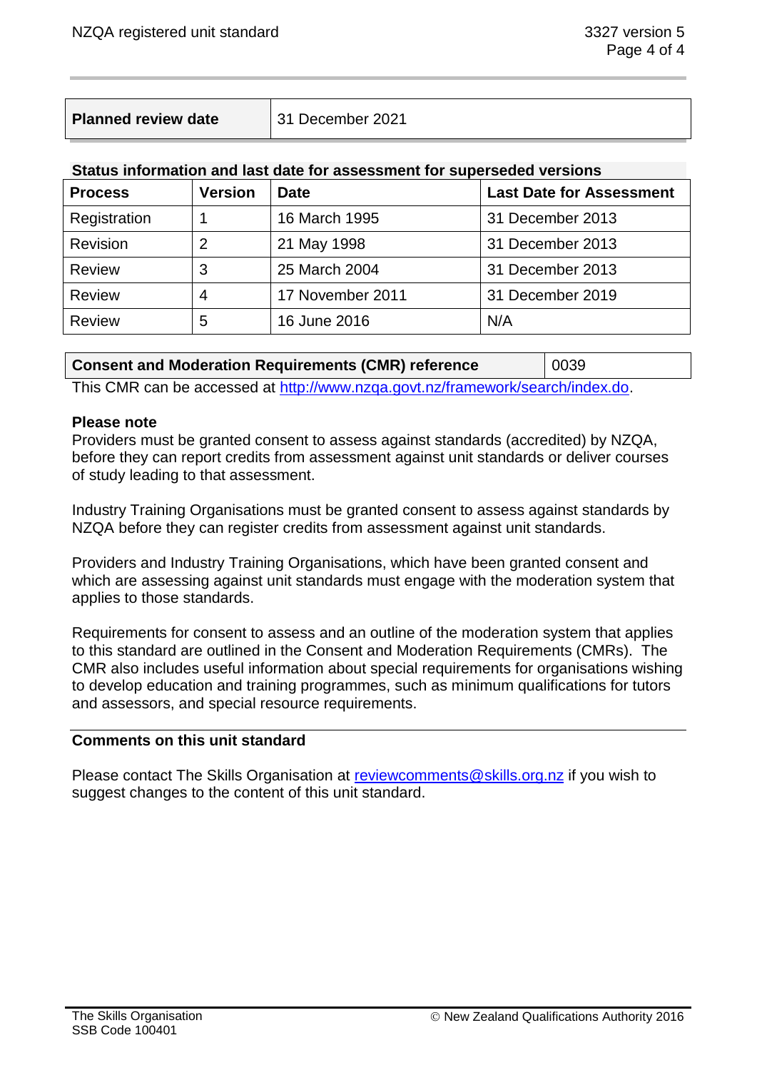| | |
|---|---|
| **Planned review date** | 31 December 2021 |

**Status information and last date for assessment for superseded versions**

| Process | Version | Date | Last Date for Assessment |
|---|---|---|---|
| Registration | 1 | 16 March 1995 | 31 December 2013 |
| Revision | 2 | 21 May 1998 | 31 December 2013 |
| Review | 3 | 25 March 2004 | 31 December 2013 |
| Review | 4 | 17 November 2011 | 31 December 2019 |
| Review | 5 | 16 June 2016 | N/A |

| | |
|---|---|
| **Consent and Moderation Requirements (CMR) reference** | 0039 |

This CMR can be accessed at http://www.nzqa.govt.nz/framework/search/index.do.

**Please note**

Providers must be granted consent to assess against standards (accredited) by NZQA, before they can report credits from assessment against unit standards or deliver courses of study leading to that assessment.

Industry Training Organisations must be granted consent to assess against standards by NZQA before they can register credits from assessment against unit standards.

Providers and Industry Training Organisations, which have been granted consent and which are assessing against unit standards must engage with the moderation system that applies to those standards.

Requirements for consent to assess and an outline of the moderation system that applies to this standard are outlined in the Consent and Moderation Requirements (CMRs). The CMR also includes useful information about special requirements for organisations wishing to develop education and training programmes, such as minimum qualifications for tutors and assessors, and special resource requirements.

**Comments on this unit standard**

Please contact The Skills Organisation at reviewcomments@skills.org.nz if you wish to suggest changes to the content of this unit standard.